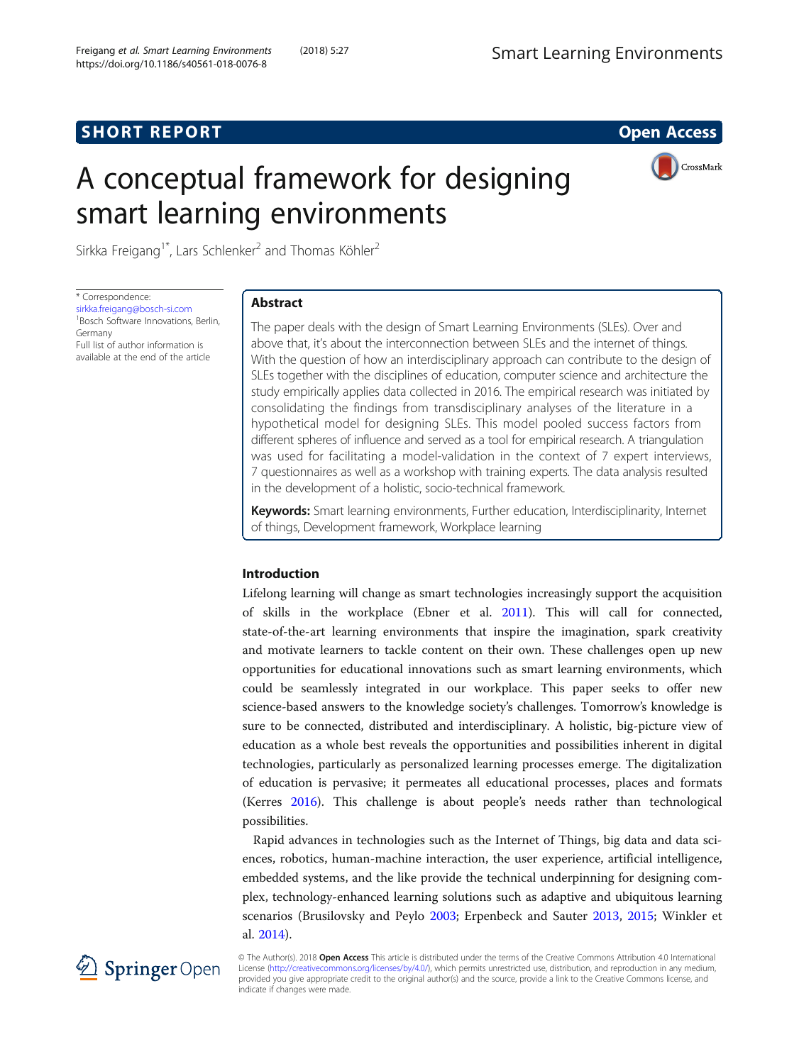**SHORT REPORT** **Open Access**

# A conceptual framework for designing smart learning environments

Sirkka Freigang[1*], Lars Schlenker[2] and Thomas Köhler[2]

\* Correspondence: sirkka.freigang@bosch-si.com
[1]Bosch Software Innovations, Berlin, Germany
Full list of author information is available at the end of the article

## Abstract

The paper deals with the design of Smart Learning Environments (SLEs). Over and above that, it's about the interconnection between SLEs and the internet of things. With the question of how an interdisciplinary approach can contribute to the design of SLEs together with the disciplines of education, computer science and architecture the study empirically applies data collected in 2016. The empirical research was initiated by consolidating the findings from transdisciplinary analyses of the literature in a hypothetical model for designing SLEs. This model pooled success factors from different spheres of influence and served as a tool for empirical research. A triangulation was used for facilitating a model-validation in the context of 7 expert interviews, 7 questionnaires as well as a workshop with training experts. The data analysis resulted in the development of a holistic, socio-technical framework.

**Keywords:** Smart learning environments, Further education, Interdisciplinarity, Internet of things, Development framework, Workplace learning

## Introduction

Lifelong learning will change as smart technologies increasingly support the acquisition of skills in the workplace (Ebner et al. 2011). This will call for connected, state-of-the-art learning environments that inspire the imagination, spark creativity and motivate learners to tackle content on their own. These challenges open up new opportunities for educational innovations such as smart learning environments, which could be seamlessly integrated in our workplace. This paper seeks to offer new science-based answers to the knowledge society's challenges. Tomorrow's knowledge is sure to be connected, distributed and interdisciplinary. A holistic, big-picture view of education as a whole best reveals the opportunities and possibilities inherent in digital technologies, particularly as personalized learning processes emerge. The digitalization of education is pervasive; it permeates all educational processes, places and formats (Kerres 2016). This challenge is about people's needs rather than technological possibilities.

Rapid advances in technologies such as the Internet of Things, big data and data sciences, robotics, human-machine interaction, the user experience, artificial intelligence, embedded systems, and the like provide the technical underpinning for designing complex, technology-enhanced learning solutions such as adaptive and ubiquitous learning scenarios (Brusilovsky and Peylo 2003; Erpenbeck and Sauter 2013, 2015; Winkler et al. 2014).

© The Author(s). 2018 **Open Access** This article is distributed under the terms of the Creative Commons Attribution 4.0 International License (http://creativecommons.org/licenses/by/4.0/), which permits unrestricted use, distribution, and reproduction in any medium, provided you give appropriate credit to the original author(s) and the source, provide a link to the Creative Commons license, and indicate if changes were made.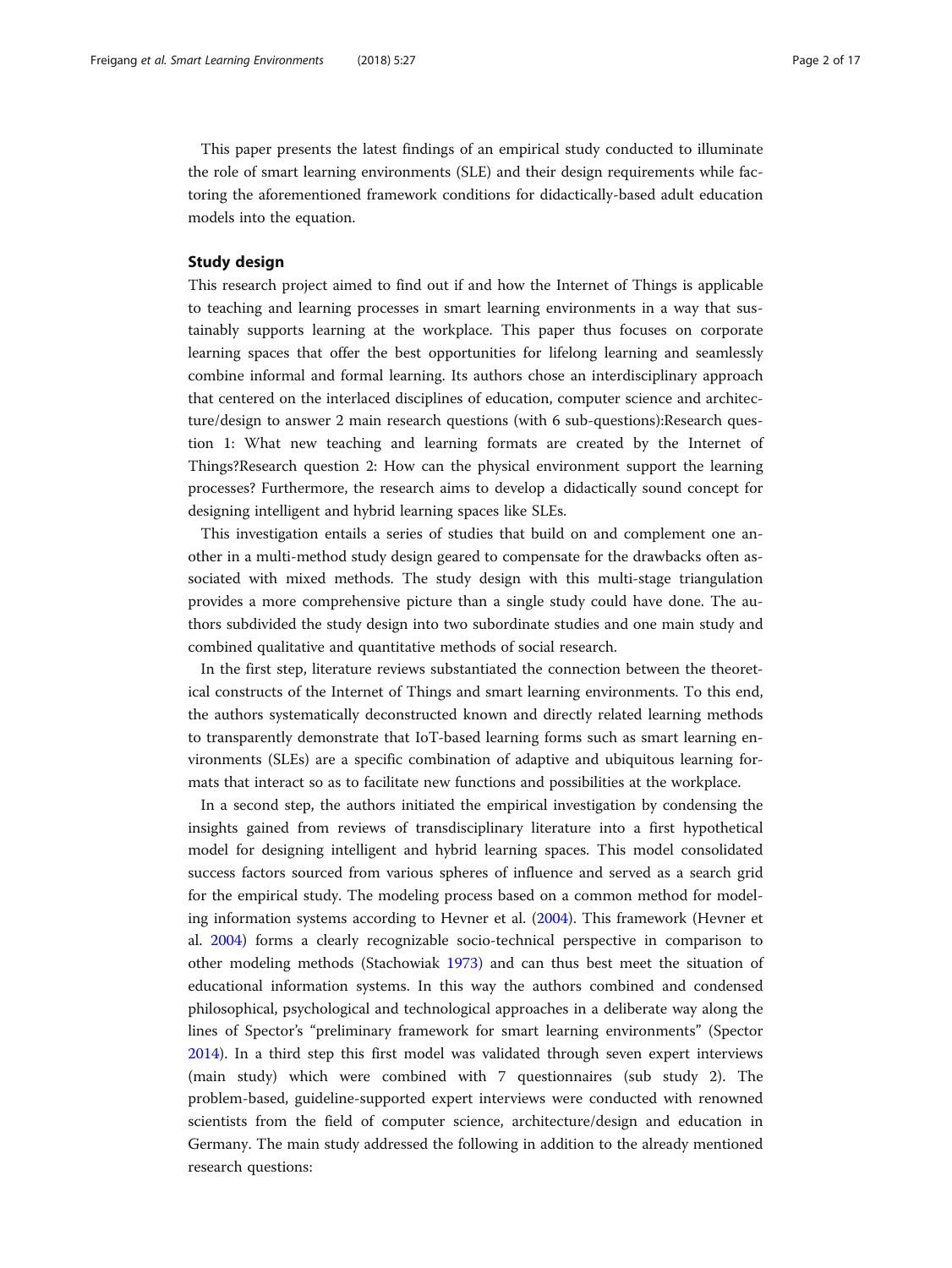This paper presents the latest findings of an empirical study conducted to illuminate the role of smart learning environments (SLE) and their design requirements while factoring the aforementioned framework conditions for didactically-based adult education models into the equation.

## Study design

This research project aimed to find out if and how the Internet of Things is applicable to teaching and learning processes in smart learning environments in a way that sustainably supports learning at the workplace. This paper thus focuses on corporate learning spaces that offer the best opportunities for lifelong learning and seamlessly combine informal and formal learning. Its authors chose an interdisciplinary approach that centered on the interlaced disciplines of education, computer science and architecture/design to answer 2 main research questions (with 6 sub-questions):Research question 1: What new teaching and learning formats are created by the Internet of Things?Research question 2: How can the physical environment support the learning processes? Furthermore, the research aims to develop a didactically sound concept for designing intelligent and hybrid learning spaces like SLEs.

This investigation entails a series of studies that build on and complement one another in a multi-method study design geared to compensate for the drawbacks often associated with mixed methods. The study design with this multi-stage triangulation provides a more comprehensive picture than a single study could have done. The authors subdivided the study design into two subordinate studies and one main study and combined qualitative and quantitative methods of social research.

In the first step, literature reviews substantiated the connection between the theoretical constructs of the Internet of Things and smart learning environments. To this end, the authors systematically deconstructed known and directly related learning methods to transparently demonstrate that IoT-based learning forms such as smart learning environments (SLEs) are a specific combination of adaptive and ubiquitous learning formats that interact so as to facilitate new functions and possibilities at the workplace.

In a second step, the authors initiated the empirical investigation by condensing the insights gained from reviews of transdisciplinary literature into a first hypothetical model for designing intelligent and hybrid learning spaces. This model consolidated success factors sourced from various spheres of influence and served as a search grid for the empirical study. The modeling process based on a common method for modeling information systems according to Hevner et al. (2004). This framework (Hevner et al. 2004) forms a clearly recognizable socio-technical perspective in comparison to other modeling methods (Stachowiak 1973) and can thus best meet the situation of educational information systems. In this way the authors combined and condensed philosophical, psychological and technological approaches in a deliberate way along the lines of Spector's "preliminary framework for smart learning environments" (Spector 2014). In a third step this first model was validated through seven expert interviews (main study) which were combined with 7 questionnaires (sub study 2). The problem-based, guideline-supported expert interviews were conducted with renowned scientists from the field of computer science, architecture/design and education in Germany. The main study addressed the following in addition to the already mentioned research questions: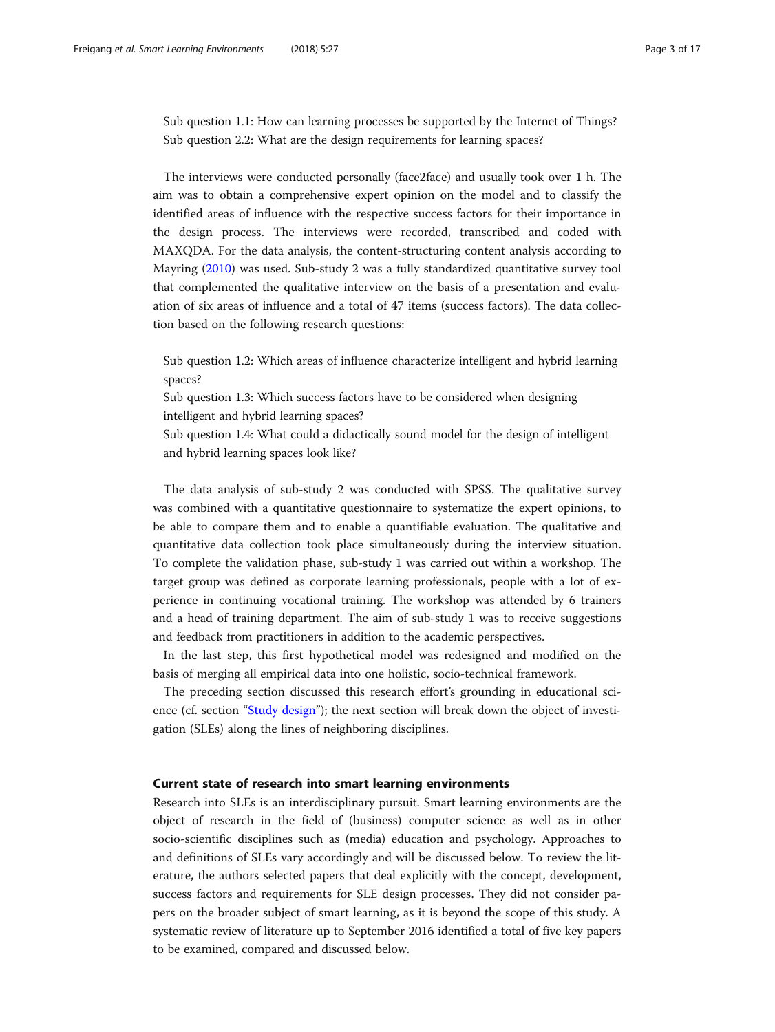Sub question 1.1: How can learning processes be supported by the Internet of Things?
Sub question 2.2: What are the design requirements for learning spaces?

The interviews were conducted personally (face2face) and usually took over 1 h. The aim was to obtain a comprehensive expert opinion on the model and to classify the identified areas of influence with the respective success factors for their importance in the design process. The interviews were recorded, transcribed and coded with MAXQDA. For the data analysis, the content-structuring content analysis according to Mayring (2010) was used. Sub-study 2 was a fully standardized quantitative survey tool that complemented the qualitative interview on the basis of a presentation and evaluation of six areas of influence and a total of 47 items (success factors). The data collection based on the following research questions:

Sub question 1.2: Which areas of influence characterize intelligent and hybrid learning spaces?
Sub question 1.3: Which success factors have to be considered when designing intelligent and hybrid learning spaces?
Sub question 1.4: What could a didactically sound model for the design of intelligent and hybrid learning spaces look like?

The data analysis of sub-study 2 was conducted with SPSS. The qualitative survey was combined with a quantitative questionnaire to systematize the expert opinions, to be able to compare them and to enable a quantifiable evaluation. The qualitative and quantitative data collection took place simultaneously during the interview situation. To complete the validation phase, sub-study 1 was carried out within a workshop. The target group was defined as corporate learning professionals, people with a lot of experience in continuing vocational training. The workshop was attended by 6 trainers and a head of training department. The aim of sub-study 1 was to receive suggestions and feedback from practitioners in addition to the academic perspectives.

In the last step, this first hypothetical model was redesigned and modified on the basis of merging all empirical data into one holistic, socio-technical framework.

The preceding section discussed this research effort's grounding in educational science (cf. section "Study design"); the next section will break down the object of investigation (SLEs) along the lines of neighboring disciplines.

## Current state of research into smart learning environments

Research into SLEs is an interdisciplinary pursuit. Smart learning environments are the object of research in the field of (business) computer science as well as in other socio-scientific disciplines such as (media) education and psychology. Approaches to and definitions of SLEs vary accordingly and will be discussed below. To review the literature, the authors selected papers that deal explicitly with the concept, development, success factors and requirements for SLE design processes. They did not consider papers on the broader subject of smart learning, as it is beyond the scope of this study. A systematic review of literature up to September 2016 identified a total of five key papers to be examined, compared and discussed below.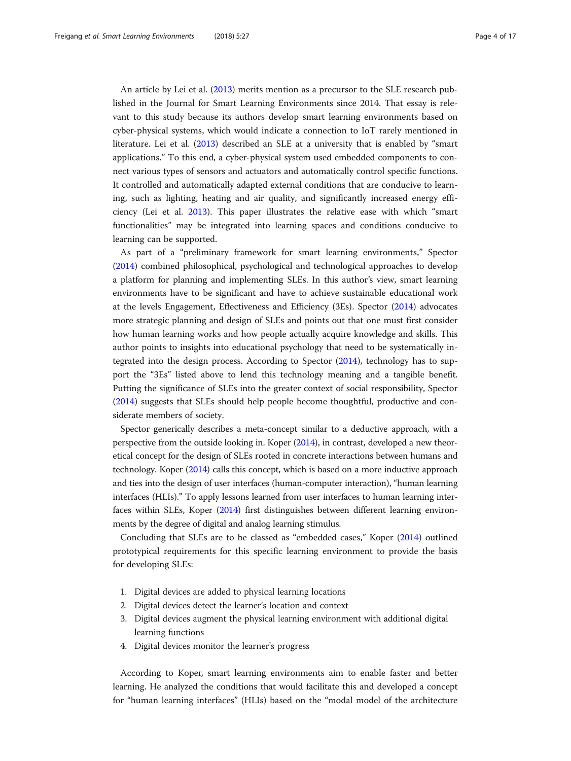An article by Lei et al. (2013) merits mention as a precursor to the SLE research published in the Journal for Smart Learning Environments since 2014. That essay is relevant to this study because its authors develop smart learning environments based on cyber-physical systems, which would indicate a connection to IoT rarely mentioned in literature. Lei et al. (2013) described an SLE at a university that is enabled by "smart applications." To this end, a cyber-physical system used embedded components to connect various types of sensors and actuators and automatically control specific functions. It controlled and automatically adapted external conditions that are conducive to learning, such as lighting, heating and air quality, and significantly increased energy efficiency (Lei et al. 2013). This paper illustrates the relative ease with which "smart functionalities" may be integrated into learning spaces and conditions conducive to learning can be supported.

As part of a "preliminary framework for smart learning environments," Spector (2014) combined philosophical, psychological and technological approaches to develop a platform for planning and implementing SLEs. In this author's view, smart learning environments have to be significant and have to achieve sustainable educational work at the levels Engagement, Effectiveness and Efficiency (3Es). Spector (2014) advocates more strategic planning and design of SLEs and points out that one must first consider how human learning works and how people actually acquire knowledge and skills. This author points to insights into educational psychology that need to be systematically integrated into the design process. According to Spector (2014), technology has to support the "3Es" listed above to lend this technology meaning and a tangible benefit. Putting the significance of SLEs into the greater context of social responsibility, Spector (2014) suggests that SLEs should help people become thoughtful, productive and considerate members of society.

Spector generically describes a meta-concept similar to a deductive approach, with a perspective from the outside looking in. Koper (2014), in contrast, developed a new theoretical concept for the design of SLEs rooted in concrete interactions between humans and technology. Koper (2014) calls this concept, which is based on a more inductive approach and ties into the design of user interfaces (human-computer interaction), "human learning interfaces (HLIs)." To apply lessons learned from user interfaces to human learning interfaces within SLEs, Koper (2014) first distinguishes between different learning environments by the degree of digital and analog learning stimulus.

Concluding that SLEs are to be classed as "embedded cases," Koper (2014) outlined prototypical requirements for this specific learning environment to provide the basis for developing SLEs:

1. Digital devices are added to physical learning locations
2. Digital devices detect the learner's location and context
3. Digital devices augment the physical learning environment with additional digital learning functions
4. Digital devices monitor the learner's progress

According to Koper, smart learning environments aim to enable faster and better learning. He analyzed the conditions that would facilitate this and developed a concept for "human learning interfaces" (HLIs) based on the "modal model of the architecture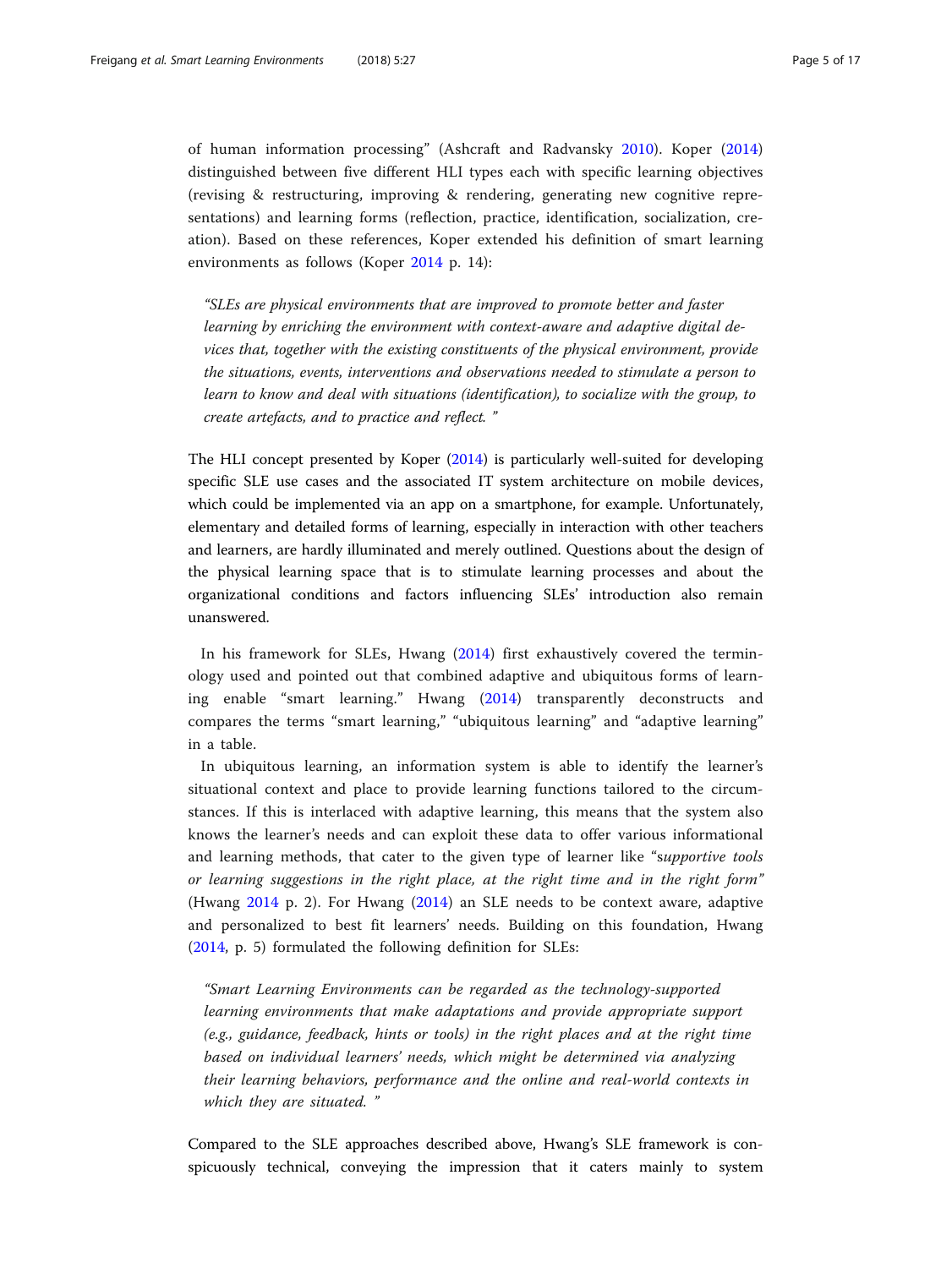of human information processing" (Ashcraft and Radvansky 2010). Koper (2014) distinguished between five different HLI types each with specific learning objectives (revising & restructuring, improving & rendering, generating new cognitive representations) and learning forms (reflection, practice, identification, socialization, creation). Based on these references, Koper extended his definition of smart learning environments as follows (Koper 2014 p. 14):

> *"SLEs are physical environments that are improved to promote better and faster learning by enriching the environment with context-aware and adaptive digital devices that, together with the existing constituents of the physical environment, provide the situations, events, interventions and observations needed to stimulate a person to learn to know and deal with situations (identification), to socialize with the group, to create artefacts, and to practice and reflect. "*

The HLI concept presented by Koper (2014) is particularly well-suited for developing specific SLE use cases and the associated IT system architecture on mobile devices, which could be implemented via an app on a smartphone, for example. Unfortunately, elementary and detailed forms of learning, especially in interaction with other teachers and learners, are hardly illuminated and merely outlined. Questions about the design of the physical learning space that is to stimulate learning processes and about the organizational conditions and factors influencing SLEs' introduction also remain unanswered.

In his framework for SLEs, Hwang (2014) first exhaustively covered the terminology used and pointed out that combined adaptive and ubiquitous forms of learning enable "smart learning." Hwang (2014) transparently deconstructs and compares the terms "smart learning," "ubiquitous learning" and "adaptive learning" in a table.

In ubiquitous learning, an information system is able to identify the learner's situational context and place to provide learning functions tailored to the circumstances. If this is interlaced with adaptive learning, this means that the system also knows the learner's needs and can exploit these data to offer various informational and learning methods, that cater to the given type of learner like "s*upportive tools or learning suggestions in the right place, at the right time and in the right form"* (Hwang 2014 p. 2). For Hwang (2014) an SLE needs to be context aware, adaptive and personalized to best fit learners' needs. Building on this foundation, Hwang (2014, p. 5) formulated the following definition for SLEs:

> *"Smart Learning Environments can be regarded as the technology-supported learning environments that make adaptations and provide appropriate support (e.g., guidance, feedback, hints or tools) in the right places and at the right time based on individual learners' needs, which might be determined via analyzing their learning behaviors, performance and the online and real-world contexts in which they are situated. "*

Compared to the SLE approaches described above, Hwang's SLE framework is conspicuously technical, conveying the impression that it caters mainly to system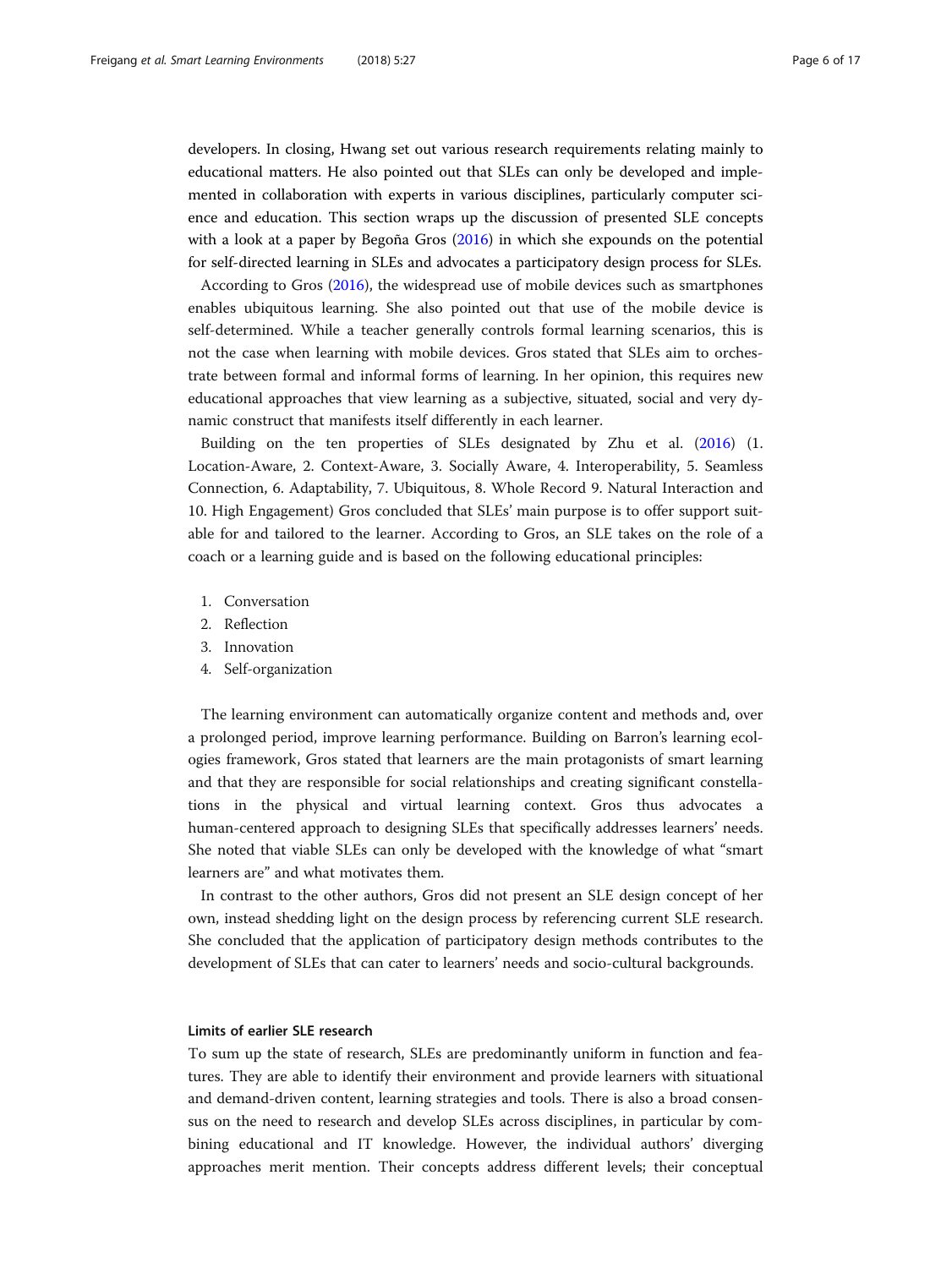developers. In closing, Hwang set out various research requirements relating mainly to educational matters. He also pointed out that SLEs can only be developed and implemented in collaboration with experts in various disciplines, particularly computer science and education. This section wraps up the discussion of presented SLE concepts with a look at a paper by Begoña Gros (2016) in which she expounds on the potential for self-directed learning in SLEs and advocates a participatory design process for SLEs.

According to Gros (2016), the widespread use of mobile devices such as smartphones enables ubiquitous learning. She also pointed out that use of the mobile device is self-determined. While a teacher generally controls formal learning scenarios, this is not the case when learning with mobile devices. Gros stated that SLEs aim to orchestrate between formal and informal forms of learning. In her opinion, this requires new educational approaches that view learning as a subjective, situated, social and very dynamic construct that manifests itself differently in each learner.

Building on the ten properties of SLEs designated by Zhu et al. (2016) (1. Location-Aware, 2. Context-Aware, 3. Socially Aware, 4. Interoperability, 5. Seamless Connection, 6. Adaptability, 7. Ubiquitous, 8. Whole Record 9. Natural Interaction and 10. High Engagement) Gros concluded that SLEs' main purpose is to offer support suitable for and tailored to the learner. According to Gros, an SLE takes on the role of a coach or a learning guide and is based on the following educational principles:

1. Conversation
2. Reflection
3. Innovation
4. Self-organization

The learning environment can automatically organize content and methods and, over a prolonged period, improve learning performance. Building on Barron's learning ecologies framework, Gros stated that learners are the main protagonists of smart learning and that they are responsible for social relationships and creating significant constellations in the physical and virtual learning context. Gros thus advocates a human-centered approach to designing SLEs that specifically addresses learners' needs. She noted that viable SLEs can only be developed with the knowledge of what "smart learners are" and what motivates them.

In contrast to the other authors, Gros did not present an SLE design concept of her own, instead shedding light on the design process by referencing current SLE research. She concluded that the application of participatory design methods contributes to the development of SLEs that can cater to learners' needs and socio-cultural backgrounds.

### Limits of earlier SLE research

To sum up the state of research, SLEs are predominantly uniform in function and features. They are able to identify their environment and provide learners with situational and demand-driven content, learning strategies and tools. There is also a broad consensus on the need to research and develop SLEs across disciplines, in particular by combining educational and IT knowledge. However, the individual authors' diverging approaches merit mention. Their concepts address different levels; their conceptual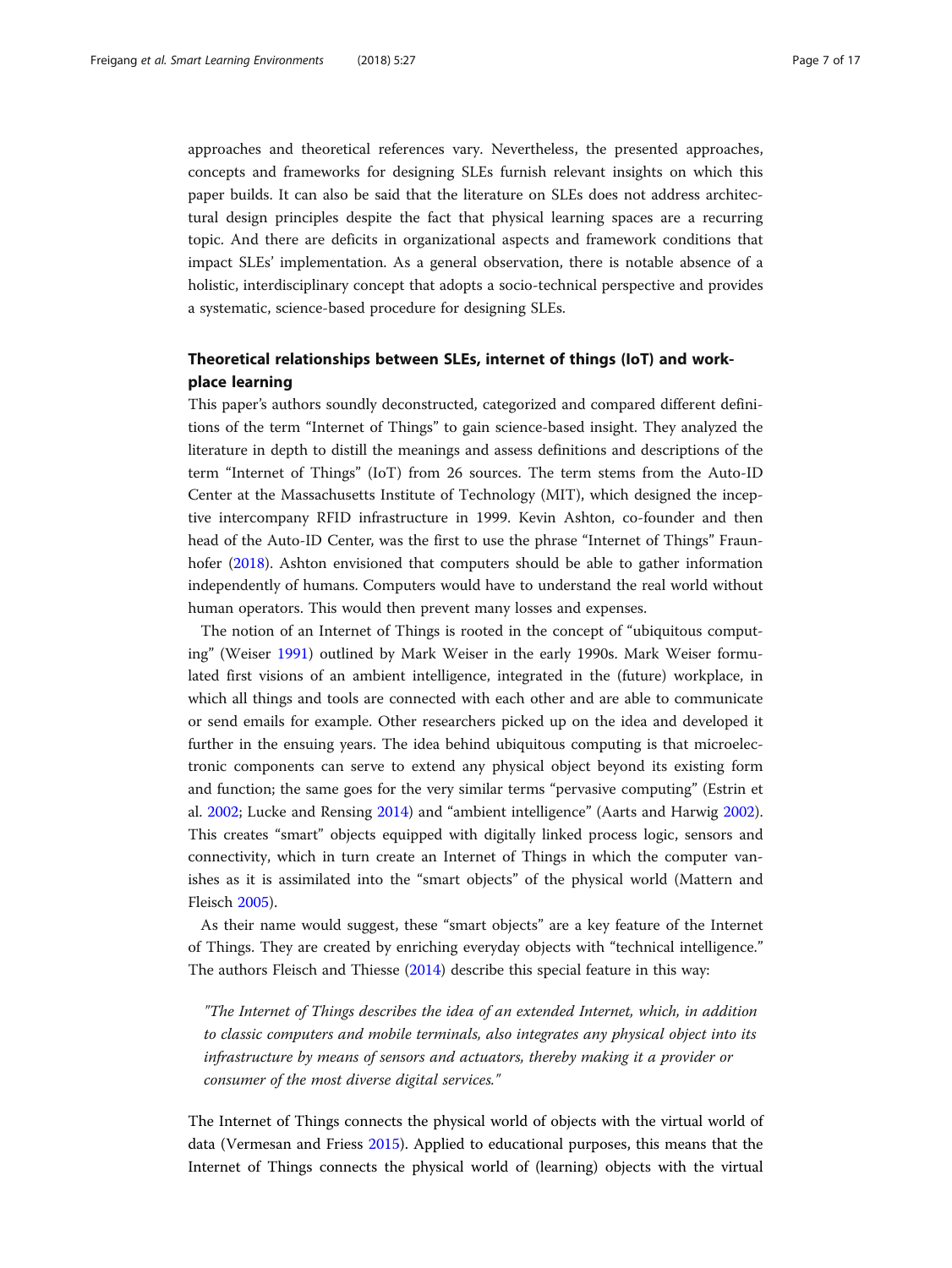approaches and theoretical references vary. Nevertheless, the presented approaches, concepts and frameworks for designing SLEs furnish relevant insights on which this paper builds. It can also be said that the literature on SLEs does not address architectural design principles despite the fact that physical learning spaces are a recurring topic. And there are deficits in organizational aspects and framework conditions that impact SLEs' implementation. As a general observation, there is notable absence of a holistic, interdisciplinary concept that adopts a socio-technical perspective and provides a systematic, science-based procedure for designing SLEs.

## Theoretical relationships between SLEs, internet of things (IoT) and workplace learning

This paper's authors soundly deconstructed, categorized and compared different definitions of the term "Internet of Things" to gain science-based insight. They analyzed the literature in depth to distill the meanings and assess definitions and descriptions of the term "Internet of Things" (IoT) from 26 sources. The term stems from the Auto-ID Center at the Massachusetts Institute of Technology (MIT), which designed the inceptive intercompany RFID infrastructure in 1999. Kevin Ashton, co-founder and then head of the Auto-ID Center, was the first to use the phrase "Internet of Things" Fraunhofer (2018). Ashton envisioned that computers should be able to gather information independently of humans. Computers would have to understand the real world without human operators. This would then prevent many losses and expenses.

The notion of an Internet of Things is rooted in the concept of "ubiquitous computing" (Weiser 1991) outlined by Mark Weiser in the early 1990s. Mark Weiser formulated first visions of an ambient intelligence, integrated in the (future) workplace, in which all things and tools are connected with each other and are able to communicate or send emails for example. Other researchers picked up on the idea and developed it further in the ensuing years. The idea behind ubiquitous computing is that microelectronic components can serve to extend any physical object beyond its existing form and function; the same goes for the very similar terms "pervasive computing" (Estrin et al. 2002; Lucke and Rensing 2014) and "ambient intelligence" (Aarts and Harwig 2002). This creates "smart" objects equipped with digitally linked process logic, sensors and connectivity, which in turn create an Internet of Things in which the computer vanishes as it is assimilated into the "smart objects" of the physical world (Mattern and Fleisch 2005).

As their name would suggest, these "smart objects" are a key feature of the Internet of Things. They are created by enriching everyday objects with "technical intelligence." The authors Fleisch and Thiesse (2014) describe this special feature in this way:

> *"The Internet of Things describes the idea of an extended Internet, which, in addition to classic computers and mobile terminals, also integrates any physical object into its infrastructure by means of sensors and actuators, thereby making it a provider or consumer of the most diverse digital services."*

The Internet of Things connects the physical world of objects with the virtual world of data (Vermesan and Friess 2015). Applied to educational purposes, this means that the Internet of Things connects the physical world of (learning) objects with the virtual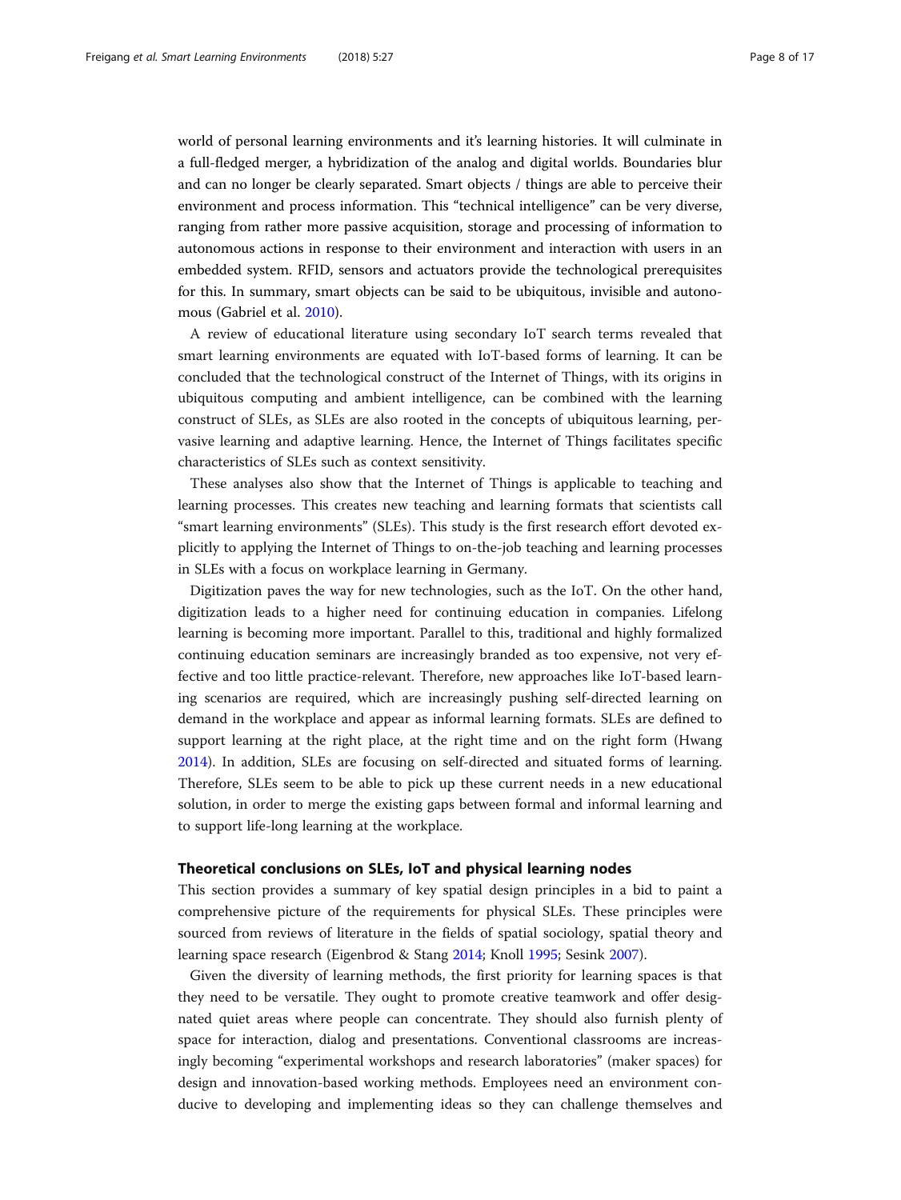world of personal learning environments and it's learning histories. It will culminate in a full-fledged merger, a hybridization of the analog and digital worlds. Boundaries blur and can no longer be clearly separated. Smart objects / things are able to perceive their environment and process information. This "technical intelligence" can be very diverse, ranging from rather more passive acquisition, storage and processing of information to autonomous actions in response to their environment and interaction with users in an embedded system. RFID, sensors and actuators provide the technological prerequisites for this. In summary, smart objects can be said to be ubiquitous, invisible and autonomous (Gabriel et al. 2010).

A review of educational literature using secondary IoT search terms revealed that smart learning environments are equated with IoT-based forms of learning. It can be concluded that the technological construct of the Internet of Things, with its origins in ubiquitous computing and ambient intelligence, can be combined with the learning construct of SLEs, as SLEs are also rooted in the concepts of ubiquitous learning, pervasive learning and adaptive learning. Hence, the Internet of Things facilitates specific characteristics of SLEs such as context sensitivity.

These analyses also show that the Internet of Things is applicable to teaching and learning processes. This creates new teaching and learning formats that scientists call "smart learning environments" (SLEs). This study is the first research effort devoted explicitly to applying the Internet of Things to on-the-job teaching and learning processes in SLEs with a focus on workplace learning in Germany.

Digitization paves the way for new technologies, such as the IoT. On the other hand, digitization leads to a higher need for continuing education in companies. Lifelong learning is becoming more important. Parallel to this, traditional and highly formalized continuing education seminars are increasingly branded as too expensive, not very effective and too little practice-relevant. Therefore, new approaches like IoT-based learning scenarios are required, which are increasingly pushing self-directed learning on demand in the workplace and appear as informal learning formats. SLEs are defined to support learning at the right place, at the right time and on the right form (Hwang 2014). In addition, SLEs are focusing on self-directed and situated forms of learning. Therefore, SLEs seem to be able to pick up these current needs in a new educational solution, in order to merge the existing gaps between formal and informal learning and to support life-long learning at the workplace.

### Theoretical conclusions on SLEs, IoT and physical learning nodes

This section provides a summary of key spatial design principles in a bid to paint a comprehensive picture of the requirements for physical SLEs. These principles were sourced from reviews of literature in the fields of spatial sociology, spatial theory and learning space research (Eigenbrod & Stang 2014; Knoll 1995; Sesink 2007).

Given the diversity of learning methods, the first priority for learning spaces is that they need to be versatile. They ought to promote creative teamwork and offer designated quiet areas where people can concentrate. They should also furnish plenty of space for interaction, dialog and presentations. Conventional classrooms are increasingly becoming "experimental workshops and research laboratories" (maker spaces) for design and innovation-based working methods. Employees need an environment conducive to developing and implementing ideas so they can challenge themselves and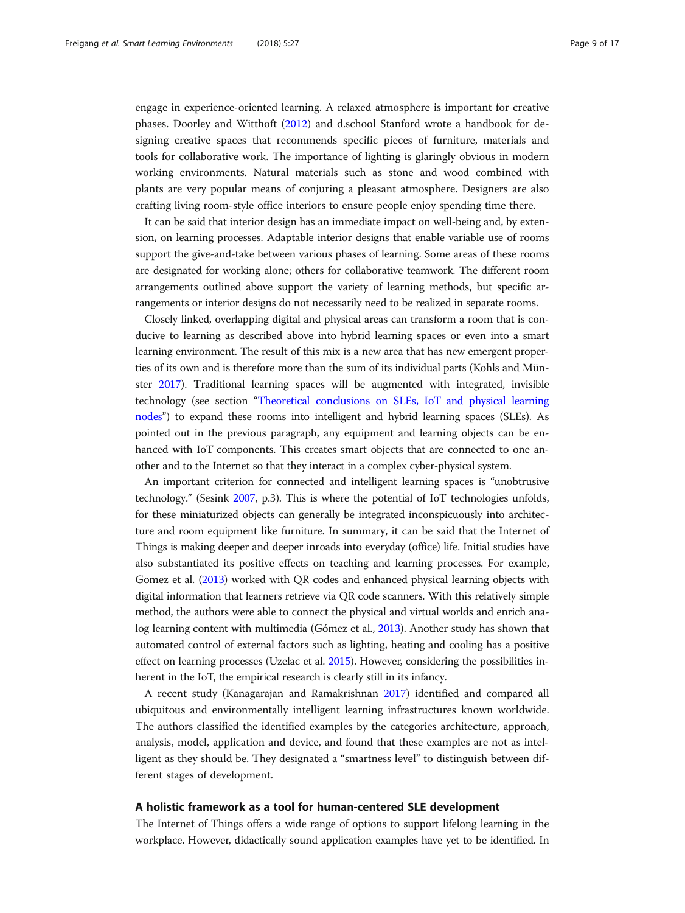engage in experience-oriented learning. A relaxed atmosphere is important for creative phases. Doorley and Witthoft (2012) and d.school Stanford wrote a handbook for designing creative spaces that recommends specific pieces of furniture, materials and tools for collaborative work. The importance of lighting is glaringly obvious in modern working environments. Natural materials such as stone and wood combined with plants are very popular means of conjuring a pleasant atmosphere. Designers are also crafting living room-style office interiors to ensure people enjoy spending time there.

It can be said that interior design has an immediate impact on well-being and, by extension, on learning processes. Adaptable interior designs that enable variable use of rooms support the give-and-take between various phases of learning. Some areas of these rooms are designated for working alone; others for collaborative teamwork. The different room arrangements outlined above support the variety of learning methods, but specific arrangements or interior designs do not necessarily need to be realized in separate rooms.

Closely linked, overlapping digital and physical areas can transform a room that is conducive to learning as described above into hybrid learning spaces or even into a smart learning environment. The result of this mix is a new area that has new emergent properties of its own and is therefore more than the sum of its individual parts (Kohls and Münster 2017). Traditional learning spaces will be augmented with integrated, invisible technology (see section "Theoretical conclusions on SLEs, IoT and physical learning nodes") to expand these rooms into intelligent and hybrid learning spaces (SLEs). As pointed out in the previous paragraph, any equipment and learning objects can be enhanced with IoT components. This creates smart objects that are connected to one another and to the Internet so that they interact in a complex cyber-physical system.

An important criterion for connected and intelligent learning spaces is "unobtrusive technology." (Sesink 2007, p.3). This is where the potential of IoT technologies unfolds, for these miniaturized objects can generally be integrated inconspicuously into architecture and room equipment like furniture. In summary, it can be said that the Internet of Things is making deeper and deeper inroads into everyday (office) life. Initial studies have also substantiated its positive effects on teaching and learning processes. For example, Gomez et al. (2013) worked with QR codes and enhanced physical learning objects with digital information that learners retrieve via QR code scanners. With this relatively simple method, the authors were able to connect the physical and virtual worlds and enrich analog learning content with multimedia (Gómez et al., 2013). Another study has shown that automated control of external factors such as lighting, heating and cooling has a positive effect on learning processes (Uzelac et al. 2015). However, considering the possibilities inherent in the IoT, the empirical research is clearly still in its infancy.

A recent study (Kanagarajan and Ramakrishnan 2017) identified and compared all ubiquitous and environmentally intelligent learning infrastructures known worldwide. The authors classified the identified examples by the categories architecture, approach, analysis, model, application and device, and found that these examples are not as intelligent as they should be. They designated a "smartness level" to distinguish between different stages of development.

## A holistic framework as a tool for human-centered SLE development

The Internet of Things offers a wide range of options to support lifelong learning in the workplace. However, didactically sound application examples have yet to be identified. In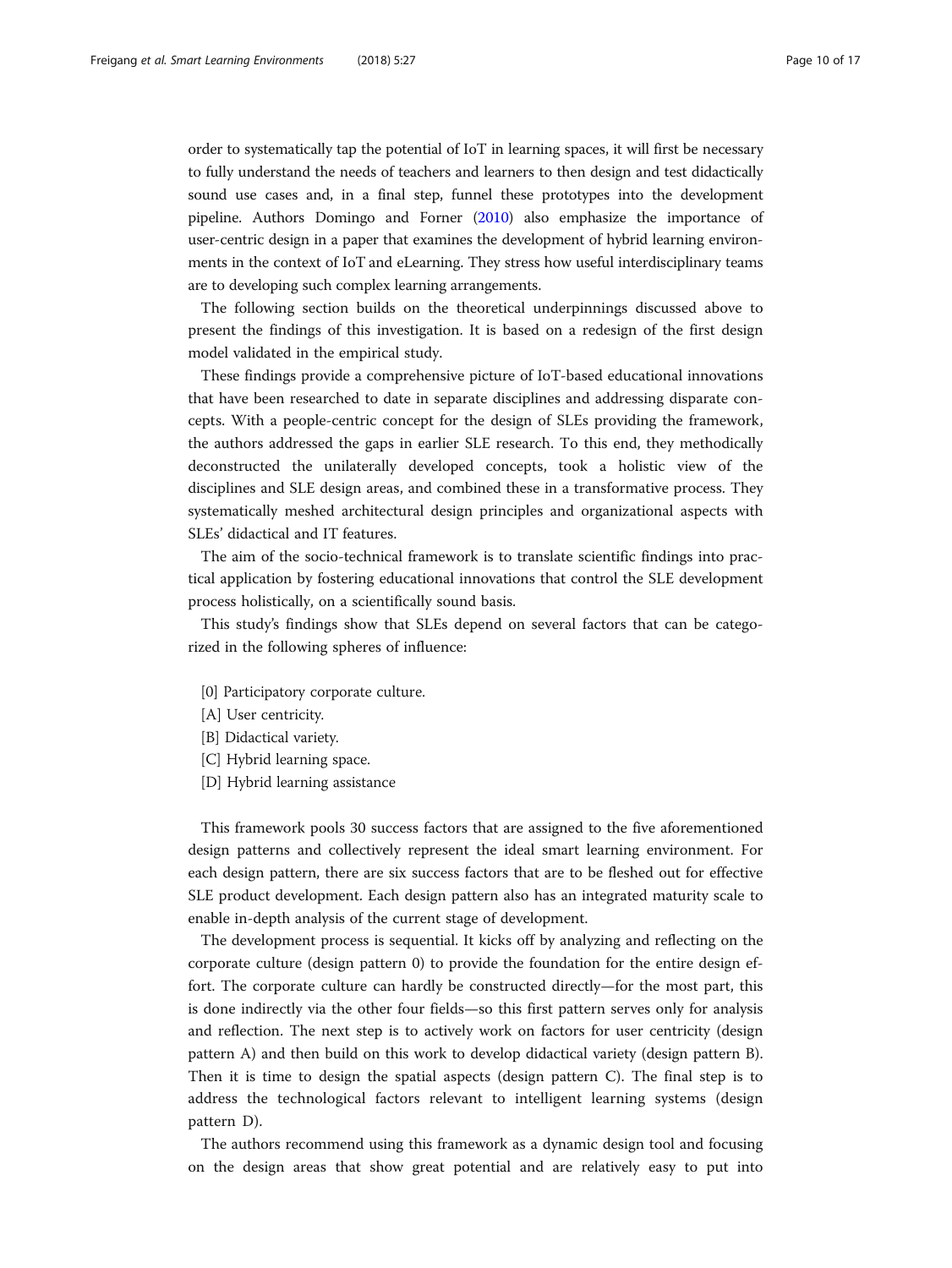order to systematically tap the potential of IoT in learning spaces, it will first be necessary to fully understand the needs of teachers and learners to then design and test didactically sound use cases and, in a final step, funnel these prototypes into the development pipeline. Authors Domingo and Forner (2010) also emphasize the importance of user-centric design in a paper that examines the development of hybrid learning environments in the context of IoT and eLearning. They stress how useful interdisciplinary teams are to developing such complex learning arrangements.

The following section builds on the theoretical underpinnings discussed above to present the findings of this investigation. It is based on a redesign of the first design model validated in the empirical study.

These findings provide a comprehensive picture of IoT-based educational innovations that have been researched to date in separate disciplines and addressing disparate concepts. With a people-centric concept for the design of SLEs providing the framework, the authors addressed the gaps in earlier SLE research. To this end, they methodically deconstructed the unilaterally developed concepts, took a holistic view of the disciplines and SLE design areas, and combined these in a transformative process. They systematically meshed architectural design principles and organizational aspects with SLEs' didactical and IT features.

The aim of the socio-technical framework is to translate scientific findings into practical application by fostering educational innovations that control the SLE development process holistically, on a scientifically sound basis.

This study's findings show that SLEs depend on several factors that can be categorized in the following spheres of influence:

- [0] Participatory corporate culture.
- [A] User centricity.
- [B] Didactical variety.
- [C] Hybrid learning space.
- [D] Hybrid learning assistance

This framework pools 30 success factors that are assigned to the five aforementioned design patterns and collectively represent the ideal smart learning environment. For each design pattern, there are six success factors that are to be fleshed out for effective SLE product development. Each design pattern also has an integrated maturity scale to enable in-depth analysis of the current stage of development.

The development process is sequential. It kicks off by analyzing and reflecting on the corporate culture (design pattern 0) to provide the foundation for the entire design effort. The corporate culture can hardly be constructed directly—for the most part, this is done indirectly via the other four fields—so this first pattern serves only for analysis and reflection. The next step is to actively work on factors for user centricity (design pattern A) and then build on this work to develop didactical variety (design pattern B). Then it is time to design the spatial aspects (design pattern C). The final step is to address the technological factors relevant to intelligent learning systems (design pattern D).

The authors recommend using this framework as a dynamic design tool and focusing on the design areas that show great potential and are relatively easy to put into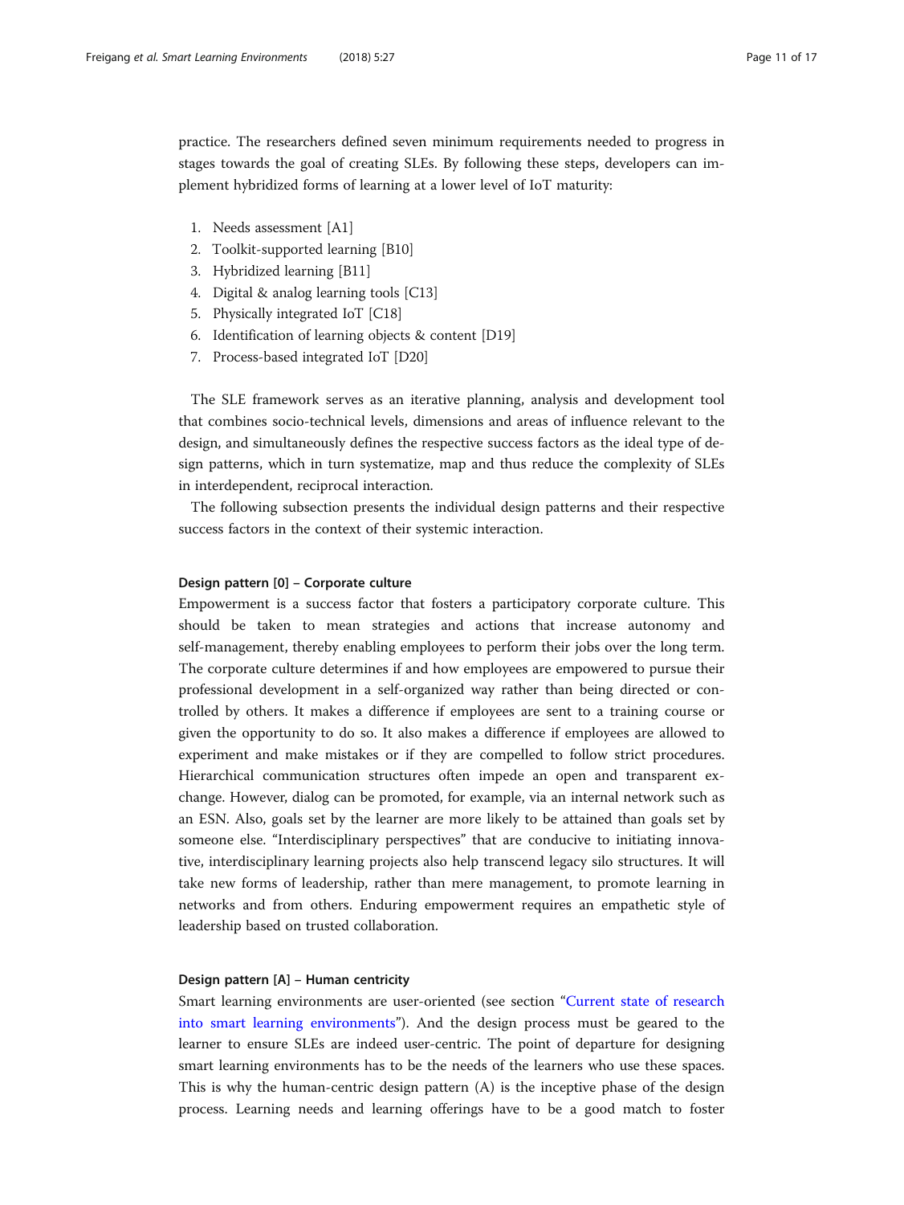practice. The researchers defined seven minimum requirements needed to progress in stages towards the goal of creating SLEs. By following these steps, developers can implement hybridized forms of learning at a lower level of IoT maturity:

1. Needs assessment [A1]
2. Toolkit-supported learning [B10]
3. Hybridized learning [B11]
4. Digital & analog learning tools [C13]
5. Physically integrated IoT [C18]
6. Identification of learning objects & content [D19]
7. Process-based integrated IoT [D20]

The SLE framework serves as an iterative planning, analysis and development tool that combines socio-technical levels, dimensions and areas of influence relevant to the design, and simultaneously defines the respective success factors as the ideal type of design patterns, which in turn systematize, map and thus reduce the complexity of SLEs in interdependent, reciprocal interaction.

The following subsection presents the individual design patterns and their respective success factors in the context of their systemic interaction.

#### Design pattern [0] – Corporate culture

Empowerment is a success factor that fosters a participatory corporate culture. This should be taken to mean strategies and actions that increase autonomy and self-management, thereby enabling employees to perform their jobs over the long term. The corporate culture determines if and how employees are empowered to pursue their professional development in a self-organized way rather than being directed or controlled by others. It makes a difference if employees are sent to a training course or given the opportunity to do so. It also makes a difference if employees are allowed to experiment and make mistakes or if they are compelled to follow strict procedures. Hierarchical communication structures often impede an open and transparent exchange. However, dialog can be promoted, for example, via an internal network such as an ESN. Also, goals set by the learner are more likely to be attained than goals set by someone else. "Interdisciplinary perspectives" that are conducive to initiating innovative, interdisciplinary learning projects also help transcend legacy silo structures. It will take new forms of leadership, rather than mere management, to promote learning in networks and from others. Enduring empowerment requires an empathetic style of leadership based on trusted collaboration.

#### Design pattern [A] – Human centricity

Smart learning environments are user-oriented (see section "Current state of research into smart learning environments"). And the design process must be geared to the learner to ensure SLEs are indeed user-centric. The point of departure for designing smart learning environments has to be the needs of the learners who use these spaces. This is why the human-centric design pattern (A) is the inceptive phase of the design process. Learning needs and learning offerings have to be a good match to foster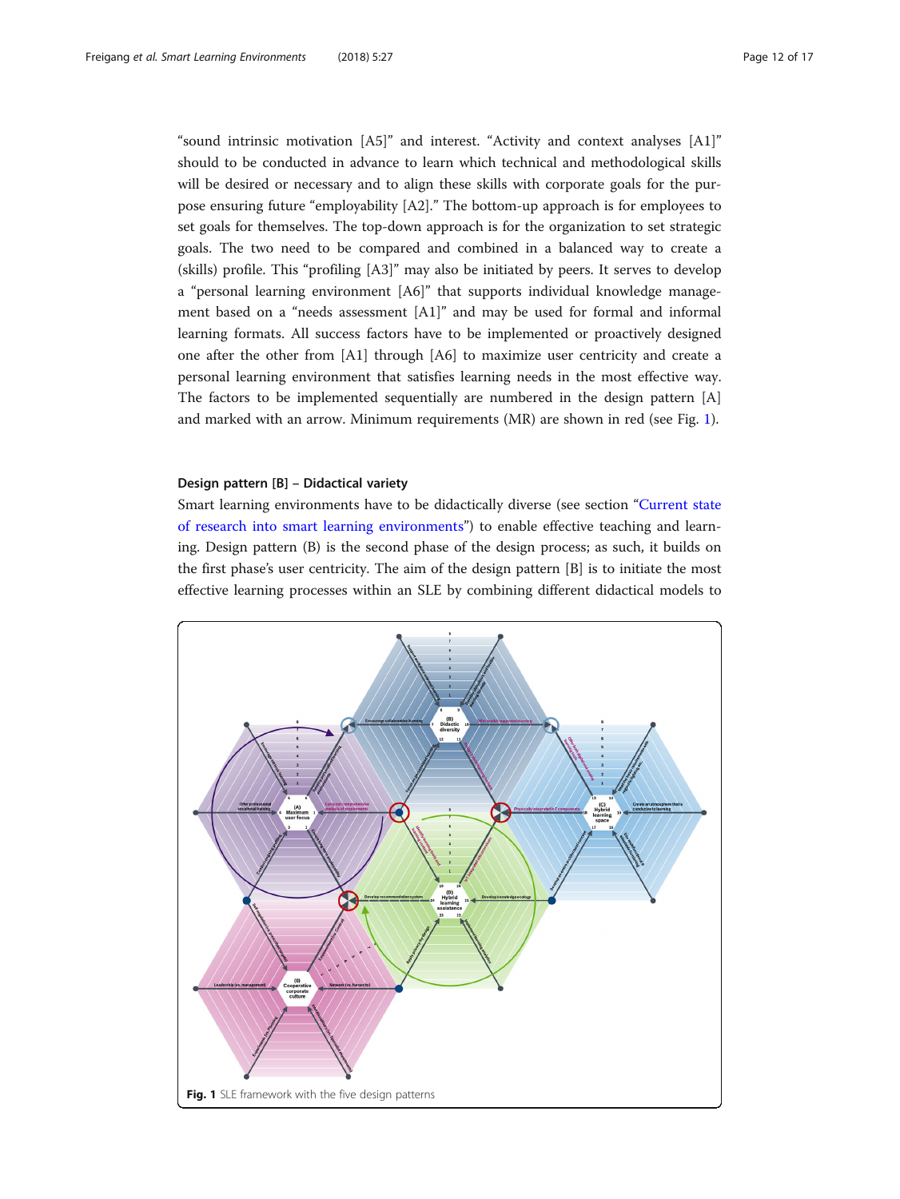"sound intrinsic motivation [A5]" and interest. "Activity and context analyses [A1]" should to be conducted in advance to learn which technical and methodological skills will be desired or necessary and to align these skills with corporate goals for the purpose ensuring future "employability [A2]." The bottom-up approach is for employees to set goals for themselves. The top-down approach is for the organization to set strategic goals. The two need to be compared and combined in a balanced way to create a (skills) profile. This "profiling [A3]" may also be initiated by peers. It serves to develop a "personal learning environment [A6]" that supports individual knowledge management based on a "needs assessment [A1]" and may be used for formal and informal learning formats. All success factors have to be implemented or proactively designed one after the other from [A1] through [A6] to maximize user centricity and create a personal learning environment that satisfies learning needs in the most effective way. The factors to be implemented sequentially are numbered in the design pattern [A] and marked with an arrow. Minimum requirements (MR) are shown in red (see Fig. 1).

### Design pattern [B] – Didactical variety

Smart learning environments have to be didactically diverse (see section "Current state of research into smart learning environments") to enable effective teaching and learning. Design pattern (B) is the second phase of the design process; as such, it builds on the first phase's user centricity. The aim of the design pattern [B] is to initiate the most effective learning processes within an SLE by combining different didactical models to

**Fig. 1** SLE framework with the five design patterns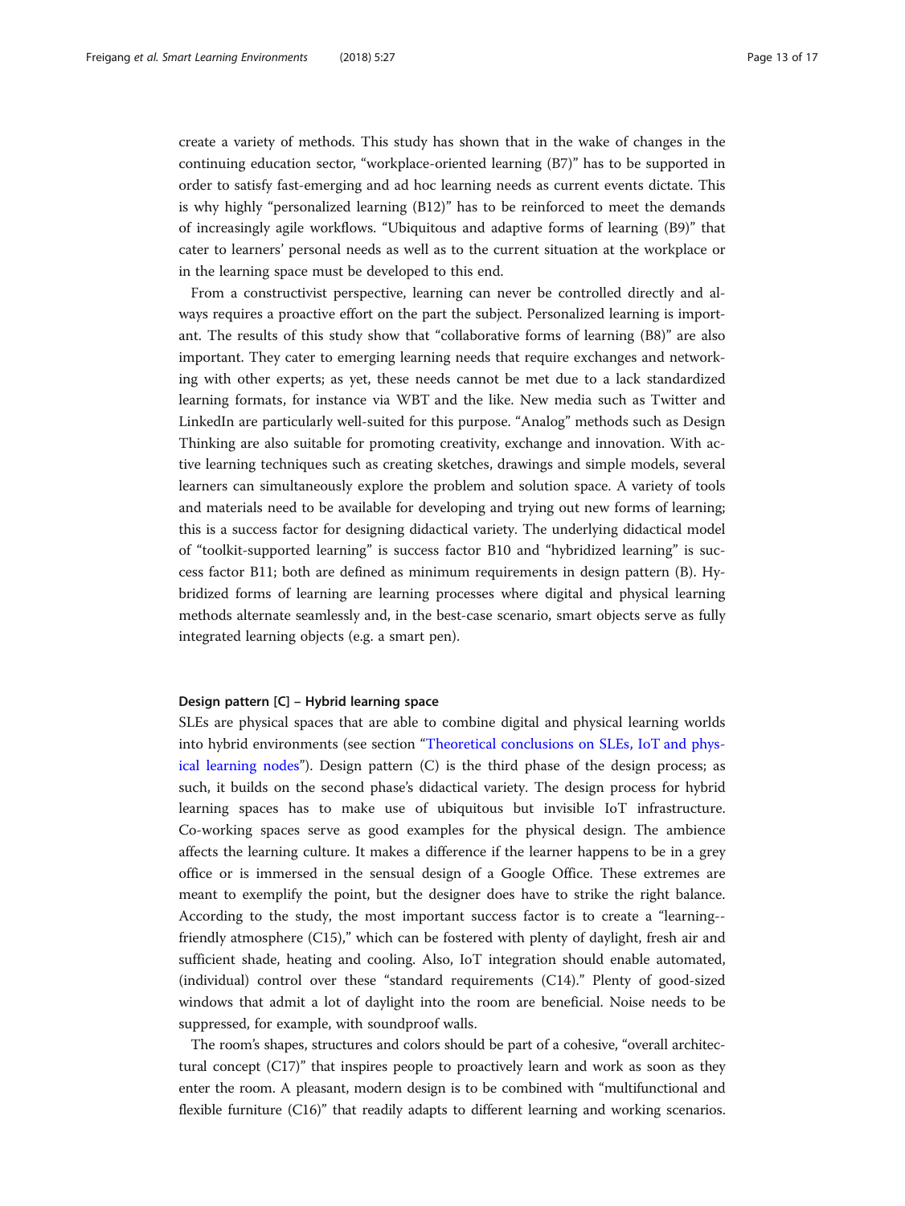create a variety of methods. This study has shown that in the wake of changes in the continuing education sector, "workplace-oriented learning (B7)" has to be supported in order to satisfy fast-emerging and ad hoc learning needs as current events dictate. This is why highly "personalized learning (B12)" has to be reinforced to meet the demands of increasingly agile workflows. "Ubiquitous and adaptive forms of learning (B9)" that cater to learners' personal needs as well as to the current situation at the workplace or in the learning space must be developed to this end.

From a constructivist perspective, learning can never be controlled directly and always requires a proactive effort on the part the subject. Personalized learning is important. The results of this study show that "collaborative forms of learning (B8)" are also important. They cater to emerging learning needs that require exchanges and networking with other experts; as yet, these needs cannot be met due to a lack standardized learning formats, for instance via WBT and the like. New media such as Twitter and LinkedIn are particularly well-suited for this purpose. "Analog" methods such as Design Thinking are also suitable for promoting creativity, exchange and innovation. With active learning techniques such as creating sketches, drawings and simple models, several learners can simultaneously explore the problem and solution space. A variety of tools and materials need to be available for developing and trying out new forms of learning; this is a success factor for designing didactical variety. The underlying didactical model of "toolkit-supported learning" is success factor B10 and "hybridized learning" is success factor B11; both are defined as minimum requirements in design pattern (B). Hybridized forms of learning are learning processes where digital and physical learning methods alternate seamlessly and, in the best-case scenario, smart objects serve as fully integrated learning objects (e.g. a smart pen).

#### Design pattern [C] – Hybrid learning space

SLEs are physical spaces that are able to combine digital and physical learning worlds into hybrid environments (see section "Theoretical conclusions on SLEs, IoT and physical learning nodes"). Design pattern (C) is the third phase of the design process; as such, it builds on the second phase's didactical variety. The design process for hybrid learning spaces has to make use of ubiquitous but invisible IoT infrastructure. Co-working spaces serve as good examples for the physical design. The ambience affects the learning culture. It makes a difference if the learner happens to be in a grey office or is immersed in the sensual design of a Google Office. These extremes are meant to exemplify the point, but the designer does have to strike the right balance. According to the study, the most important success factor is to create a "learning-friendly atmosphere (C15)," which can be fostered with plenty of daylight, fresh air and sufficient shade, heating and cooling. Also, IoT integration should enable automated, (individual) control over these "standard requirements (C14)." Plenty of good-sized windows that admit a lot of daylight into the room are beneficial. Noise needs to be suppressed, for example, with soundproof walls.

The room's shapes, structures and colors should be part of a cohesive, "overall architectural concept (C17)" that inspires people to proactively learn and work as soon as they enter the room. A pleasant, modern design is to be combined with "multifunctional and flexible furniture (C16)" that readily adapts to different learning and working scenarios.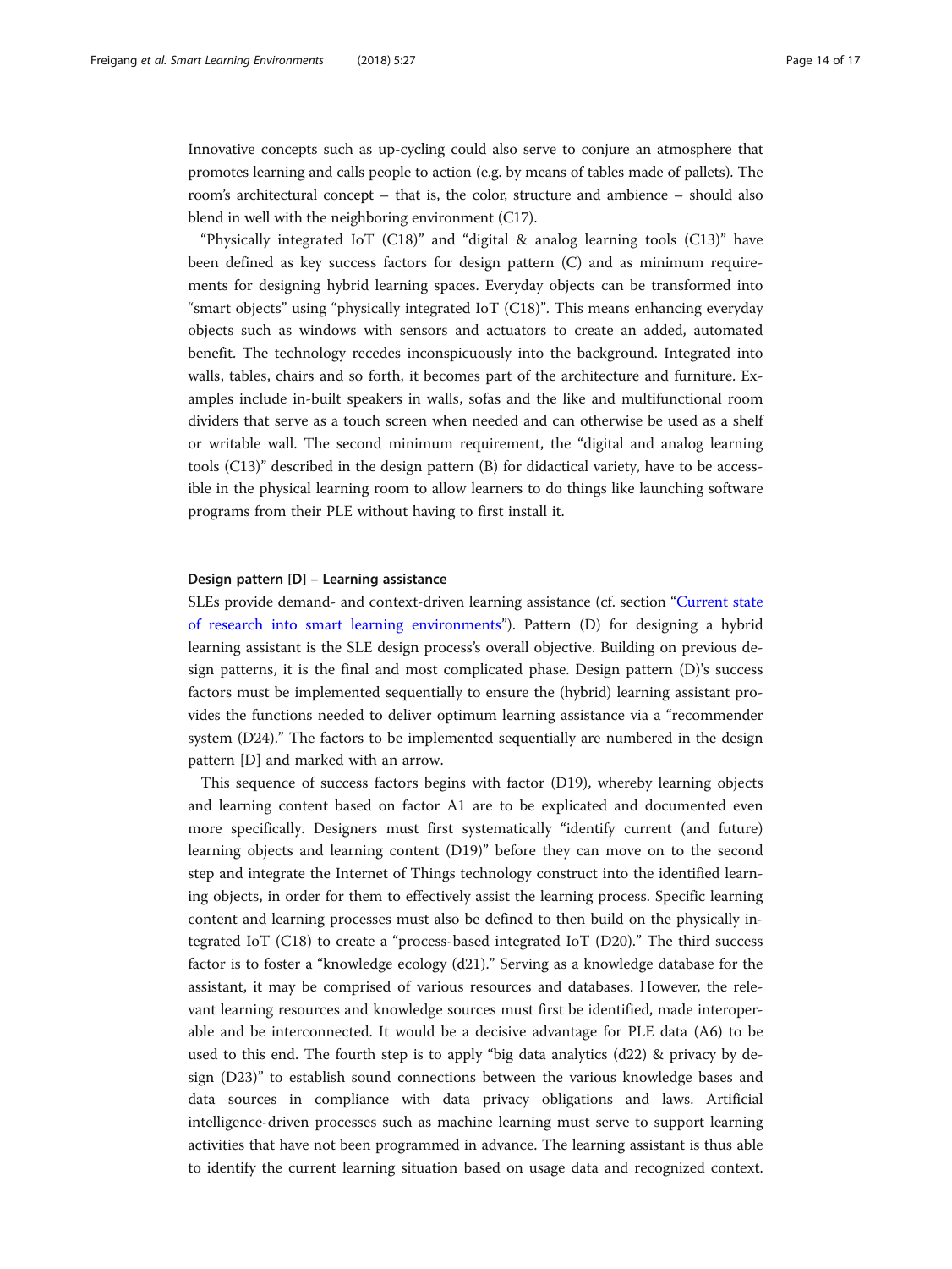Innovative concepts such as up-cycling could also serve to conjure an atmosphere that promotes learning and calls people to action (e.g. by means of tables made of pallets). The room's architectural concept – that is, the color, structure and ambience – should also blend in well with the neighboring environment (C17).

"Physically integrated IoT (C18)" and "digital & analog learning tools (C13)" have been defined as key success factors for design pattern (C) and as minimum requirements for designing hybrid learning spaces. Everyday objects can be transformed into "smart objects" using "physically integrated IoT (C18)". This means enhancing everyday objects such as windows with sensors and actuators to create an added, automated benefit. The technology recedes inconspicuously into the background. Integrated into walls, tables, chairs and so forth, it becomes part of the architecture and furniture. Examples include in-built speakers in walls, sofas and the like and multifunctional room dividers that serve as a touch screen when needed and can otherwise be used as a shelf or writable wall. The second minimum requirement, the "digital and analog learning tools (C13)" described in the design pattern (B) for didactical variety, have to be accessible in the physical learning room to allow learners to do things like launching software programs from their PLE without having to first install it.

#### Design pattern [D] – Learning assistance

SLEs provide demand- and context-driven learning assistance (cf. section "Current state of research into smart learning environments"). Pattern (D) for designing a hybrid learning assistant is the SLE design process's overall objective. Building on previous design patterns, it is the final and most complicated phase. Design pattern (D)'s success factors must be implemented sequentially to ensure the (hybrid) learning assistant provides the functions needed to deliver optimum learning assistance via a "recommender system (D24)." The factors to be implemented sequentially are numbered in the design pattern [D] and marked with an arrow.

This sequence of success factors begins with factor (D19), whereby learning objects and learning content based on factor A1 are to be explicated and documented even more specifically. Designers must first systematically "identify current (and future) learning objects and learning content (D19)" before they can move on to the second step and integrate the Internet of Things technology construct into the identified learning objects, in order for them to effectively assist the learning process. Specific learning content and learning processes must also be defined to then build on the physically integrated IoT (C18) to create a "process-based integrated IoT (D20)." The third success factor is to foster a "knowledge ecology (d21)." Serving as a knowledge database for the assistant, it may be comprised of various resources and databases. However, the relevant learning resources and knowledge sources must first be identified, made interoperable and be interconnected. It would be a decisive advantage for PLE data (A6) to be used to this end. The fourth step is to apply "big data analytics (d22) & privacy by design (D23)" to establish sound connections between the various knowledge bases and data sources in compliance with data privacy obligations and laws. Artificial intelligence-driven processes such as machine learning must serve to support learning activities that have not been programmed in advance. The learning assistant is thus able to identify the current learning situation based on usage data and recognized context.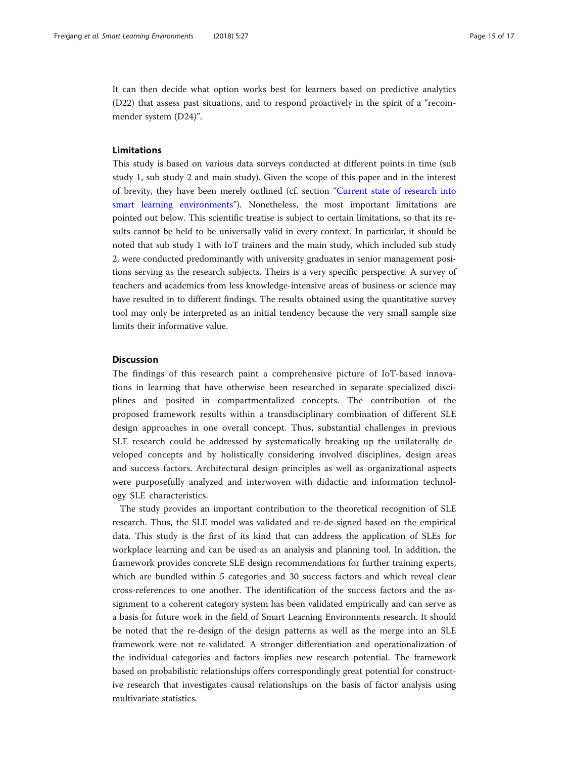It can then decide what option works best for learners based on predictive analytics (D22) that assess past situations, and to respond proactively in the spirit of a "recommender system (D24)".

## Limitations

This study is based on various data surveys conducted at different points in time (sub study 1, sub study 2 and main study). Given the scope of this paper and in the interest of brevity, they have been merely outlined (cf. section "Current state of research into smart learning environments"). Nonetheless, the most important limitations are pointed out below. This scientific treatise is subject to certain limitations, so that its results cannot be held to be universally valid in every context. In particular, it should be noted that sub study 1 with IoT trainers and the main study, which included sub study 2, were conducted predominantly with university graduates in senior management positions serving as the research subjects. Theirs is a very specific perspective. A survey of teachers and academics from less knowledge-intensive areas of business or science may have resulted in to different findings. The results obtained using the quantitative survey tool may only be interpreted as an initial tendency because the very small sample size limits their informative value.

## Discussion

The findings of this research paint a comprehensive picture of IoT-based innovations in learning that have otherwise been researched in separate specialized disciplines and posited in compartmentalized concepts. The contribution of the proposed framework results within a transdisciplinary combination of different SLE design approaches in one overall concept. Thus, substantial challenges in previous SLE research could be addressed by systematically breaking up the unilaterally developed concepts and by holistically considering involved disciplines, design areas and success factors. Architectural design principles as well as organizational aspects were purposefully analyzed and interwoven with didactic and information technology SLE characteristics.

The study provides an important contribution to the theoretical recognition of SLE research. Thus, the SLE model was validated and re-de-signed based on the empirical data. This study is the first of its kind that can address the application of SLEs for workplace learning and can be used as an analysis and planning tool. In addition, the framework provides concrete SLE design recommendations for further training experts, which are bundled within 5 categories and 30 success factors and which reveal clear cross-references to one another. The identification of the success factors and the assignment to a coherent category system has been validated empirically and can serve as a basis for future work in the field of Smart Learning Environments research. It should be noted that the re-design of the design patterns as well as the merge into an SLE framework were not re-validated. A stronger differentiation and operationalization of the individual categories and factors implies new research potential. The framework based on probabilistic relationships offers correspondingly great potential for constructive research that investigates causal relationships on the basis of factor analysis using multivariate statistics.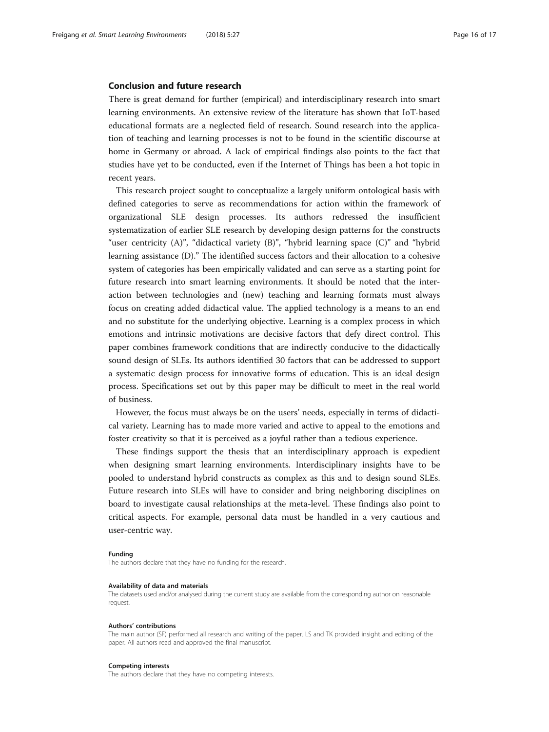## Conclusion and future research

There is great demand for further (empirical) and interdisciplinary research into smart learning environments. An extensive review of the literature has shown that IoT-based educational formats are a neglected field of research. Sound research into the application of teaching and learning processes is not to be found in the scientific discourse at home in Germany or abroad. A lack of empirical findings also points to the fact that studies have yet to be conducted, even if the Internet of Things has been a hot topic in recent years.

This research project sought to conceptualize a largely uniform ontological basis with defined categories to serve as recommendations for action within the framework of organizational SLE design processes. Its authors redressed the insufficient systematization of earlier SLE research by developing design patterns for the constructs "user centricity (A)", "didactical variety (B)", "hybrid learning space (C)" and "hybrid learning assistance (D)." The identified success factors and their allocation to a cohesive system of categories has been empirically validated and can serve as a starting point for future research into smart learning environments. It should be noted that the interaction between technologies and (new) teaching and learning formats must always focus on creating added didactical value. The applied technology is a means to an end and no substitute for the underlying objective. Learning is a complex process in which emotions and intrinsic motivations are decisive factors that defy direct control. This paper combines framework conditions that are indirectly conducive to the didactically sound design of SLEs. Its authors identified 30 factors that can be addressed to support a systematic design process for innovative forms of education. This is an ideal design process. Specifications set out by this paper may be difficult to meet in the real world of business.

However, the focus must always be on the users' needs, especially in terms of didactical variety. Learning has to made more varied and active to appeal to the emotions and foster creativity so that it is perceived as a joyful rather than a tedious experience.

These findings support the thesis that an interdisciplinary approach is expedient when designing smart learning environments. Interdisciplinary insights have to be pooled to understand hybrid constructs as complex as this and to design sound SLEs. Future research into SLEs will have to consider and bring neighboring disciplines on board to investigate causal relationships at the meta-level. These findings also point to critical aspects. For example, personal data must be handled in a very cautious and user-centric way.

#### Funding

The authors declare that they have no funding for the research.

#### Availability of data and materials

The datasets used and/or analysed during the current study are available from the corresponding author on reasonable request.

#### Authors' contributions

The main author (SF) performed all research and writing of the paper. LS and TK provided insight and editing of the paper. All authors read and approved the final manuscript.

#### Competing interests

The authors declare that they have no competing interests.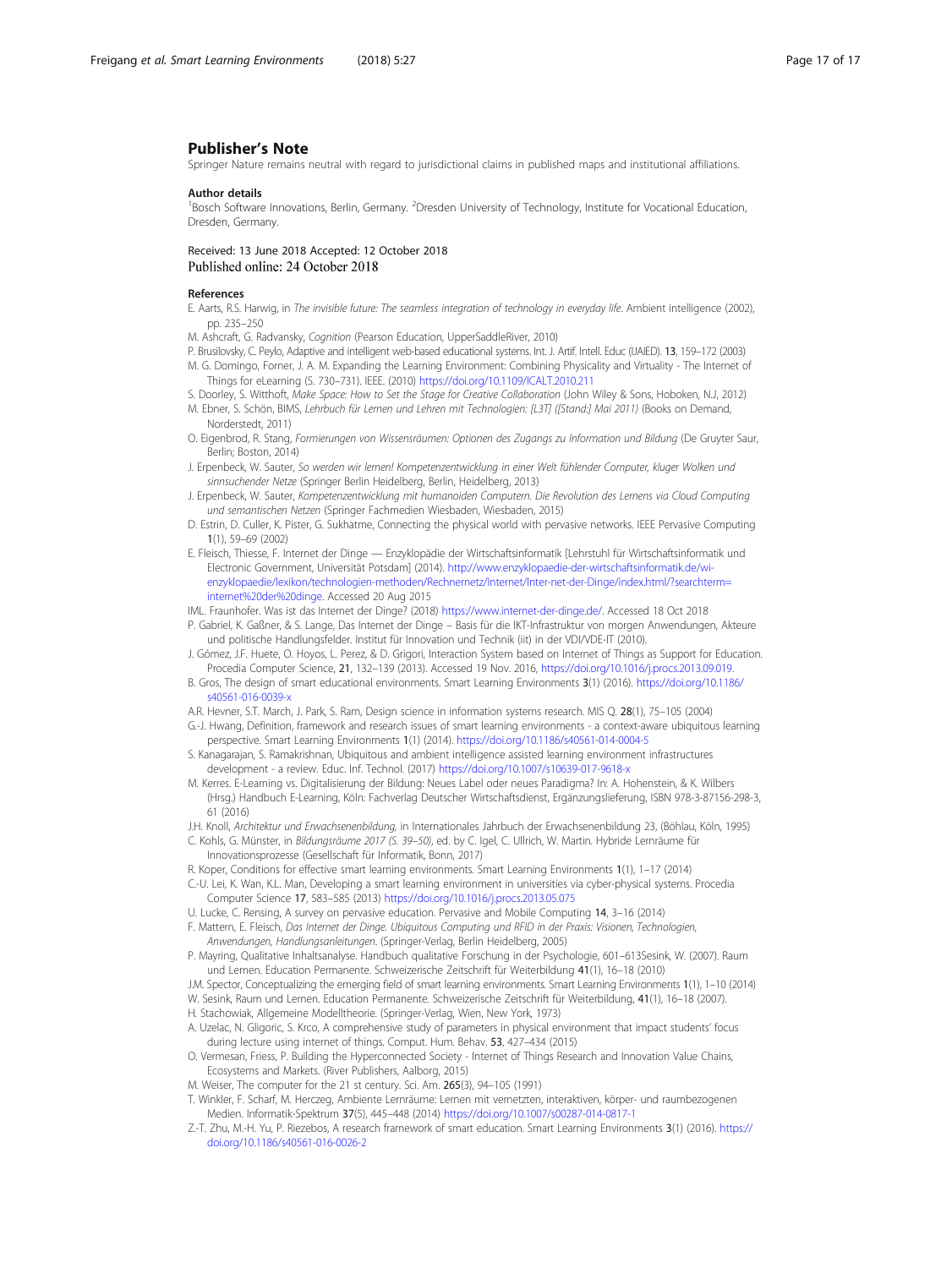## Publisher's Note

Springer Nature remains neutral with regard to jurisdictional claims in published maps and institutional affiliations.

### Author details

[1]Bosch Software Innovations, Berlin, Germany. [2]Dresden University of Technology, Institute for Vocational Education, Dresden, Germany.

Received: 13 June 2018 Accepted: 12 October 2018
Published online: 24 October 2018

### References

E. Aarts, R.S. Harwig, in *The invisible future: The seamless integration of technology in everyday life*. Ambient intelligence (2002), pp. 235–250

M. Ashcraft, G. Radvansky, *Cognition* (Pearson Education, UpperSaddleRiver, 2010)

P. Brusilovsky, C. Peylo, Adaptive and intelligent web-based educational systems. Int. J. Artif. Intell. Educ (IJAIED). **13**, 159–172 (2003)

M. G. Domingo, Forner, J. A. M. Expanding the Learning Environment: Combining Physicality and Virtuality - The Internet of Things for eLearning (S. 730–731). IEEE. (2010) https://doi.org/10.1109/ICALT.2010.211

S. Doorley, S. Witthoft, *Make Space: How to Set the Stage for Creative Collaboration* (John Wiley & Sons, Hoboken, NJ, 2012)

M. Ebner, S. Schön, BIMS, *Lehrbuch für Lernen und Lehren mit Technologien: [L3T] ([Stand:] Mai 2011)* (Books on Demand, Norderstedt, 2011)

O. Eigenbrod, R. Stang, *Formierungen von Wissensräumen: Optionen des Zugangs zu Information und Bildung* (De Gruyter Saur, Berlin; Boston, 2014)

J. Erpenbeck, W. Sauter, *So werden wir lernen! Kompetenzentwicklung in einer Welt fühlender Computer, kluger Wolken und sinnsuchender Netze* (Springer Berlin Heidelberg, Berlin, Heidelberg, 2013)

J. Erpenbeck, W. Sauter, *Kompetenzentwicklung mit humanoiden Computern. Die Revolution des Lernens via Cloud Computing und semantischen Netzen* (Springer Fachmedien Wiesbaden, Wiesbaden, 2015)

D. Estrin, D. Culler, K. Pister, G. Sukhatme, Connecting the physical world with pervasive networks. IEEE Pervasive Computing **1**(1), 59–69 (2002)

E. Fleisch, Thiesse, F. Internet der Dinge — Enzyklopädie der Wirtschaftsinformatik [Lehrstuhl für Wirtschaftsinformatik und Electronic Government, Universität Potsdam] (2014). http://www.enzyklopaedie-der-wirtschaftsinformatik.de/wi-enzyklopaedie/lexikon/technologien-methoden/Rechnernetz/Internet/Inter-net-der-Dinge/index.html/?searchterm=internet%20der%20dinge. Accessed 20 Aug 2015

IML. Fraunhofer. Was ist das Internet der Dinge? (2018) https://www.internet-der-dinge.de/. Accessed 18 Oct 2018

P. Gabriel, K. Gaßner, & S. Lange, Das Internet der Dinge – Basis für die IKT-Infrastruktur von morgen Anwendungen, Akteure und politische Handlungsfelder. Institut für Innovation und Technik (iit) in der VDI/VDE-IT (2010).

J. Gómez, J.F. Huete, O. Hoyos, L. Perez, & D. Grigori, Interaction System based on Internet of Things as Support for Education. Procedia Computer Science, **21**, 132–139 (2013). Accessed 19 Nov. 2016, https://doi.org/10.1016/j.procs.2013.09.019.

B. Gros, The design of smart educational environments. Smart Learning Environments **3**(1) (2016). https://doi.org/10.1186/s40561-016-0039-x

A.R. Hevner, S.T. March, J. Park, S. Ram, Design science in information systems research. MIS Q. **28**(1), 75–105 (2004)

G.-J. Hwang, Definition, framework and research issues of smart learning environments - a context-aware ubiquitous learning perspective. Smart Learning Environments **1**(1) (2014). https://doi.org/10.1186/s40561-014-0004-5

S. Kanagarajan, S. Ramakrishnan, Ubiquitous and ambient intelligence assisted learning environment infrastructures development - a review. Educ. Inf. Technol. (2017) https://doi.org/10.1007/s10639-017-9618-x

M. Kerres. E-Learning vs. Digitalisierung der Bildung: Neues Label oder neues Paradigma? In: A. Hohenstein, & K. Wilbers (Hrsg.) Handbuch E-Learning, Köln: Fachverlag Deutscher Wirtschaftsdienst, Ergänzungslieferung, ISBN 978-3-87156-298-3, 61 (2016)

J.H. Knoll, *Architektur und Erwachsenenbildung*, in Internationales Jahrbuch der Erwachsenenbildung 23, (Böhlau, Köln, 1995)

C. Kohls, G. Münster, in *Bildungsräume 2017 (S. 39–50)*, ed. by C. Igel, C. Ullrich, W. Martin. Hybride Lernräume für Innovationsprozesse (Gesellschaft für Informatik, Bonn, 2017)

R. Koper, Conditions for effective smart learning environments. Smart Learning Environments **1**(1), 1–17 (2014)

C.-U. Lei, K. Wan, K.L. Man, Developing a smart learning environment in universities via cyber-physical systems. Procedia Computer Science **17**, 583–585 (2013) https://doi.org/10.1016/j.procs.2013.05.075

U. Lucke, C. Rensing, A survey on pervasive education. Pervasive and Mobile Computing **14**, 3–16 (2014)

F. Mattern, E. Fleisch, *Das Internet der Dinge. Ubiquitous Computing und RFID in der Praxis: Visionen, Technologien, Anwendungen, Handlungsanleitungen*. (Springer-Verlag, Berlin Heidelberg, 2005)

P. Mayring, Qualitative Inhaltsanalyse. Handbuch qualitative Forschung in der Psychologie, 601–613Sesink, W. (2007). Raum und Lernen. Education Permanente. Schweizerische Zeitschrift für Weiterbildung **41**(1), 16–18 (2010)

J.M. Spector, Conceptualizing the emerging field of smart learning environments. Smart Learning Environments **1**(1), 1–10 (2014)

W. Sesink, Raum und Lernen. Education Permanente. Schweizerische Zeitschrift für Weiterbildung, **41**(1), 16–18 (2007).

H. Stachowiak, Allgemeine Modelltheorie. (Springer-Verlag, Wien, New York, 1973)

A. Uzelac, N. Gligoric, S. Krco, A comprehensive study of parameters in physical environment that impact students' focus during lecture using internet of things. Comput. Hum. Behav. **53**, 427–434 (2015)

O. Vermesan, Friess, P. Building the Hyperconnected Society - Internet of Things Research and Innovation Value Chains, Ecosystems and Markets. (River Publishers, Aalborg, 2015)

M. Weiser, The computer for the 21 st century. Sci. Am. **265**(3), 94–105 (1991)

T. Winkler, F. Scharf, M. Herczeg, Ambiente Lernräume: Lernen mit vernetzten, interaktiven, körper- und raumbezogenen Medien. Informatik-Spektrum **37**(5), 445–448 (2014) https://doi.org/10.1007/s00287-014-0817-1

Z.-T. Zhu, M.-H. Yu, P. Riezebos, A research framework of smart education. Smart Learning Environments **3**(1) (2016). https://doi.org/10.1186/s40561-016-0026-2